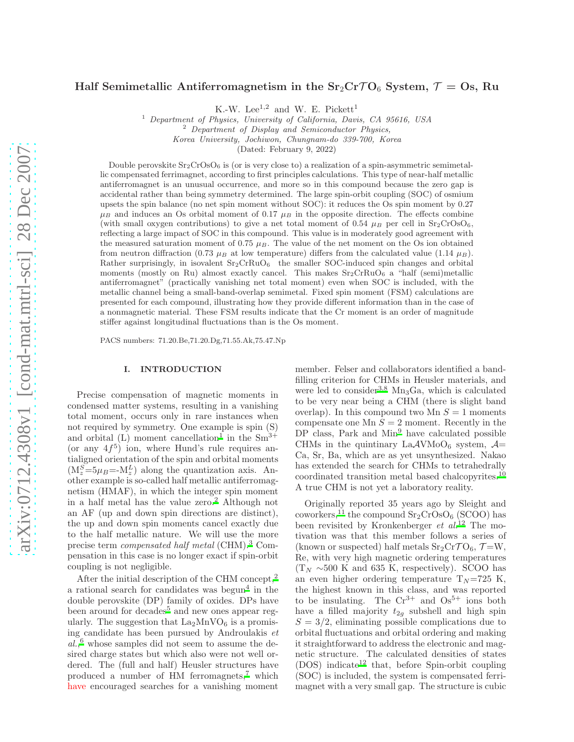# Half Semimetallic Antiferromagnetism in the $Sr_2Cr\mathcal{T}O_6$ System, $\mathcal{T}$ = Os, Ru

K.-W. Lee[1,2] and W. E. Pickett[1]

[1] *Department of Physics, University of California, Davis, CA 95616, USA*
[2] *Department of Display and Semiconductor Physics, Korea University, Jochiwon, Chungnam-do 339-700, Korea*

(Dated: February 9, 2022)

Double perovskite $Sr_2CrOsO_6$ is (or is very close to) a realization of a spin-asymmetric semimetallic compensated ferrimagnet, according to first principles calculations. This type of near-half metallic antiferromagnet is an unusual occurrence, and more so in this compound because the zero gap is accidental rather than being symmetry determined. The large spin-orbit coupling (SOC) of osmium upsets the spin balance (no net spin moment without SOC): it reduces the Os spin moment by 0.27 $\mu_B$ and induces an Os orbital moment of 0.17 $\mu_B$ in the opposite direction. The effects combine (with small oxygen contributions) to give a net total moment of 0.54 $\mu_B$ per cell in $Sr_2CrOsO_6$, reflecting a large impact of SOC in this compound. This value is in moderately good agreement with the measured saturation moment of 0.75 $\mu_B$. The value of the net moment on the Os ion obtained from neutron diffraction (0.73 $\mu_B$ at low temperature) differs from the calculated value (1.14 $\mu_B$). Rather surprisingly, in isovalent $Sr_2CrRuO_6$ the smaller SOC-induced spin changes and orbital moments (mostly on Ru) almost exactly cancel. This makes $Sr_2CrRuO_6$ a "half (semi)metallic antiferromagnet" (practically vanishing net total moment) even when SOC is included, with the metallic channel being a small-band-overlap semimetal. Fixed spin moment (FSM) calculations are presented for each compound, illustrating how they provide different information than in the case of a nonmagnetic material. These FSM results indicate that the Cr moment is an order of magnitude stiffer against longitudinal fluctuations than is the Os moment.

PACS numbers: 71.20.Be,71.20.Dg,71.55.Ak,75.47.Np

## I. INTRODUCTION

Precise compensation of magnetic moments in condensed matter systems, resulting in a vanishing total moment, occurs only in rare instances when not required by symmetry. One example is spin (S) and orbital (L) moment cancellation[1] in the $Sm^{3+}$ (or any $4f^5$) ion, where Hund's rule requires antialigned orientation of the spin and orbital moments ($M_z^S$=5$\mu_B$=-$M_z^L$) along the quantization axis. Another example is so-called half metallic antiferromagnetism (HMAF), in which the integer spin moment in a half metal has the value zero.[2] Although not an AF (up and down spin directions are distinct), the up and down spin moments cancel exactly due to the half metallic nature. We will use the more precise term *compensated half metal* (CHM).[3] Compensation in this case is no longer exact if spin-orbit coupling is not negligible.

After the initial description of the CHM concept,[2] a rational search for candidates was begun[4] in the double perovskite (DP) family of oxides. DPs have been around for decades[5] and new ones appear regularly. The suggestion that $La_2MnVO_6$ is a promising candidate has been pursued by Androulakis *et al.*,[6] whose samples did not seem to assume the desired charge states but which also were not well ordered. The (full and half) Heusler structures have produced a number of HM ferromagnets,[7] which have encouraged searches for a vanishing moment member. Felser and collaborators identified a band-filling criterion for CHMs in Heusler materials, and were led to consider[3,8] $Mn_3Ga$, which is calculated to be very near being a CHM (there is slight band overlap). In this compound two Mn $S=1$ moments compensate one Mn $S=2$ moment. Recently in the DP class, Park and Min[9] have calculated possible CHMs in the quintinary La$\mathcal{A}$VMoO$_6$ system, $\mathcal{A}$= Ca, Sr, Ba, which are as yet unsynthesized. Nakao has extended the search for CHMs to tetrahedrally coordinated transition metal based chalcopyrites.[10] A true CHM is not yet a laboratory reality.

Originally reported 35 years ago by Sleight and coworkers,[11] the compound $Sr_2CrOsO_6$ (SCOO) has been revisited by Kronkenberger *et al.*[12] The motivation was that this member follows a series of (known or suspected) half metals $Sr_2Cr\mathcal{T}O_6$, $\mathcal{T}$=W, Re, with very high magnetic ordering temperatures ($T_N$ ~500 K and 635 K, respectively). SCOO has an even higher ordering temperature $T_N$=725 K, the highest known in this class, and was reported to be insulating. The $Cr^{3+}$ and $Os^{5+}$ ions both have a filled majority $t_{2g}$ subshell and high spin $S=3/2$, eliminating possible complications due to orbital fluctuations and orbital ordering and making it straightforward to address the electronic and magnetic structure. The calculated densities of states (DOS) indicate[12] that, before Spin-orbit coupling (SOC) is included, the system is compensated ferrimagnet with a very small gap. The structure is cubic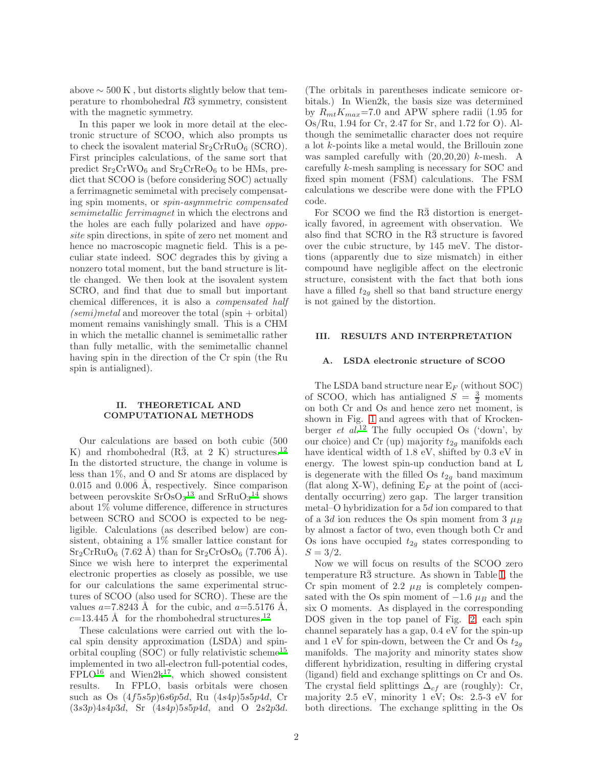above ~ 500 K , but distorts slightly below that temperature to rhombohedral $R\bar{3}$ symmetry, consistent with the magnetic symmetry.

In this paper we look in more detail at the electronic structure of SCOO, which also prompts us to check the isovalent material $Sr_2CrRuO_6$ (SCRO). First principles calculations, of the same sort that predict $Sr_2CrWO_6$ and $Sr_2CrReO_6$ to be HMs, predict that SCOO is (before considering SOC) actually a ferrimagnetic semimetal with precisely compensating spin moments, or *spin-asymmetric compensated semimetallic ferrimagnet* in which the electrons and the holes are each fully polarized and have *opposite* spin directions, in spite of zero net moment and hence no macroscopic magnetic field. This is a peculiar state indeed. SOC degrades this by giving a nonzero total moment, but the band structure is little changed. We then look at the isovalent system SCRO, and find that due to small but important chemical differences, it is also a *compensated half (semi)metal* and moreover the total (spin + orbital) moment remains vanishingly small. This is a CHM in which the metallic channel is semimetallic rather than fully metallic, with the semimetallic channel having spin in the direction of the Cr spin (the Ru spin is antialigned).

## II. THEORETICAL AND COMPUTATIONAL METHODS

Our calculations are based on both cubic (500 K) and rhombohedral ($R\bar{3}$, at 2 K) structures.[12] In the distorted structure, the change in volume is less than 1%, and O and Sr atoms are displaced by 0.015 and 0.006 Å, respectively. Since comparison between perovskite $SrOsO_3$[13] and $SrRuO_3$[14] shows about 1% volume difference, difference in structures between SCRO and SCOO is expected to be negligible. Calculations (as described below) are consistent, obtaining a 1% smaller lattice constant for $Sr_2CrRuO_6$ (7.62 Å) than for $Sr_2CrOsO_6$ (7.706 Å). Since we wish here to interpret the experimental electronic properties as closely as possible, we use for our calculations the same experimental structures of SCOO (also used for SCRO). These are the values $a$=7.8243 Å for the cubic, and $a$=5.5176 Å, $c$=13.445 Å for the rhombohedral structures.[12]

These calculations were carried out with the local spin density approximation (LSDA) and spin-orbital coupling (SOC) or fully relativistic scheme[15] implemented in two all-electron full-potential codes, FPLO[16] and Wien2k[17], which showed consistent results. In FPLO, basis orbitals were chosen such as Os $(4f5s5p)6s6p5d$, Ru $(4s4p)5s5p4d$, Cr $(3s3p)4s4p3d$, Sr $(4s4p)5s5p4d$, and O $2s2p3d$. (The orbitals in parentheses indicate semicore orbitals.) In Wien2k, the basis size was determined by $R_{mt}K_{max}$=7.0 and APW sphere radii (1.95 for Os/Ru, 1.94 for Cr, 2.47 for Sr, and 1.72 for O). Although the semimetallic character does not require a lot $k$-points like a metal would, the Brillouin zone was sampled carefully with (20,20,20) $k$-mesh. A carefully $k$-mesh sampling is necessary for SOC and fixed spin moment (FSM) calculations. The FSM calculations we describe were done with the FPLO code.

For SCOO we find the $R\bar{3}$ distortion is energetically favored, in agreement with observation. We also find that SCRO in the $R\bar{3}$ structure is favored over the cubic structure, by 145 meV. The distortions (apparently due to size mismatch) in either compound have negligible affect on the electronic structure, consistent with the fact that both ions have a filled $t_{2g}$ shell so that band structure energy is not gained by the distortion.

## III. RESULTS AND INTERPRETATION

### A. LSDA electronic structure of SCOO

The LSDA band structure near $E_F$ (without SOC) of SCOO, which has antialigned $S = \frac{3}{2}$ moments on both Cr and Os and hence zero net moment, is shown in Fig. 1 and agrees with that of Krockenberger *et al.*[12] The fully occupied Os ('down', by our choice) and Cr (up) majority $t_{2g}$ manifolds each have identical width of 1.8 eV, shifted by 0.3 eV in energy. The lowest spin-up conduction band at L is degenerate with the filled Os $t_{2g}$ band maximum (flat along X-W), defining $E_F$ at the point of (accidentally occurring) zero gap. The larger transition metal–O hybridization for a $5d$ ion compared to that of a $3d$ ion reduces the Os spin moment from 3 $\mu_B$ by almost a factor of two, even though both Cr and Os ions have occupied $t_{2g}$ states corresponding to $S = 3/2$.

Now we will focus on results of the SCOO zero temperature $R\bar{3}$ structure. As shown in Table I, the Cr spin moment of 2.2 $\mu_B$ is completely compensated with the Os spin moment of −1.6 $\mu_B$ and the six O moments. As displayed in the corresponding DOS given in the top panel of Fig. 2, each spin channel separately has a gap, 0.4 eV for the spin-up and 1 eV for spin-down, between the Cr and Os $t_{2g}$ manifolds. The majority and minority states show different hybridization, resulting in differing crystal (ligand) field and exchange splittings on Cr and Os. The crystal field splittings $\Delta_{cf}$ are (roughly): Cr, majority 2.5 eV, minority 1 eV; Os: 2.5-3 eV for both directions. The exchange splitting in the Os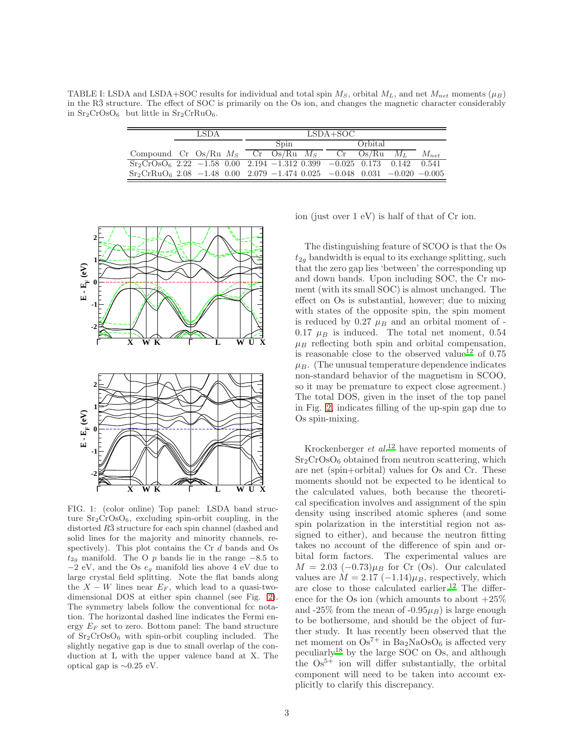TABLE I: LSDA and LSDA+SOC results for individual and total spin $M_S$, orbital $M_L$, and net $M_{net}$ moments ($\mu_B$) in the R$\bar{3}$ structure. The effect of SOC is primarily on the Os ion, and changes the magnetic character considerably in $Sr_2CrOsO_6$ but little in $Sr_2CrRuO_6$.

| | LSDA | | | LSDA+SOC | | | | | | |
|---|---|---|---|---|---|---|---|---|---|---|
| | | | | Spin | | | Orbital | | | |
| Compound | Cr | Os/Ru | $M_S$ | Cr | Os/Ru | $M_S$ | Cr | Os/Ru | $M_L$ | $M_{net}$ |
| $Sr_2CrOsO_6$ | 2.22 | −1.58 | 0.00 | 2.194 | −1.312 | 0.399 | −0.025 | 0.173 | 0.142 | 0.541 |
| $Sr_2CrRuO_6$ | 2.08 | −1.48 | 0.00 | 2.079 | −1.474 | 0.025 | −0.048 | 0.031 | −0.020 | −0.005 |

FIG. 1: (color online) Top panel: LSDA band structure $Sr_2CrOsO_6$, excluding spin-orbit coupling, in the distorted $R\bar{3}$ structure for each spin channel (dashed and solid lines for the majority and minority channels, respectively). This plot contains the Cr $d$ bands and Os $t_{2g}$ manifold. The O $p$ bands lie in the range −8.5 to −2 eV, and the Os $e_g$ manifold lies above 4 eV due to large crystal field splitting. Note the flat bands along the $X-W$ lines near $E_F$, which lead to a quasi-two-dimensional DOS at either spin channel (see Fig. 2). The symmetry labels follow the conventional fcc notation. The horizontal dashed line indicates the Fermi energy $E_F$ set to zero. Bottom panel: The band structure of $Sr_2CrOsO_6$ with spin-orbit coupling included. The slightly negative gap is due to small overlap of the conduction at L with the upper valence band at X. The optical gap is ∼0.25 eV.

ion (just over 1 eV) is half of that of Cr ion.

The distinguishing feature of SCOO is that the Os $t_{2g}$ bandwidth is equal to its exchange splitting, such that the zero gap lies 'between' the corresponding up and down bands. Upon including SOC, the Cr moment (with its small SOC) is almost unchanged. The effect on Os is substantial, however; due to mixing with states of the opposite spin, the spin moment is reduced by 0.27 $\mu_B$ and an orbital moment of -0.17 $\mu_B$ is induced. The total net moment, 0.54 $\mu_B$ reflecting both spin and orbital compensation, is reasonable close to the observed value[12] of 0.75 $\mu_B$. (The unusual temperature dependence indicates non-standard behavior of the magnetism in SCOO, so it may be premature to expect close agreement.) The total DOS, given in the inset of the top panel in Fig. 2, indicates filling of the up-spin gap due to Os spin-mixing.

Krockenberger *et al.*[12] have reported moments of $Sr_2CrOsO_6$ obtained from neutron scattering, which are net (spin+orbital) values for Os and Cr. These moments should not be expected to be identical to the calculated values, both because the theoretical specification involves and assignment of the spin density using inscribed atomic spheres (and some spin polarization in the interstitial region not assigned to either), and because the neutron fitting takes no account of the difference of spin and orbital form factors. The experimental values are $M = 2.03$ $(-0.73)\mu_B$ for Cr (Os). Our calculated values are $M = 2.17$ $(-1.14)\mu_B$, respectively, which are close to those calculated earlier.[12] The difference for the Os ion (which amounts to about +25% and -25% from the mean of -0.95$\mu_B$) is large enough to be bothersome, and should be the object of further study. It has recently been observed that the net moment on $Os^{7+}$ in $Ba_2NaOsO_6$ is affected very peculiarly[18] by the large SOC on Os, and although the $Os^{5+}$ ion will differ substantially, the orbital component will need to be taken into account explicitly to clarify this discrepancy.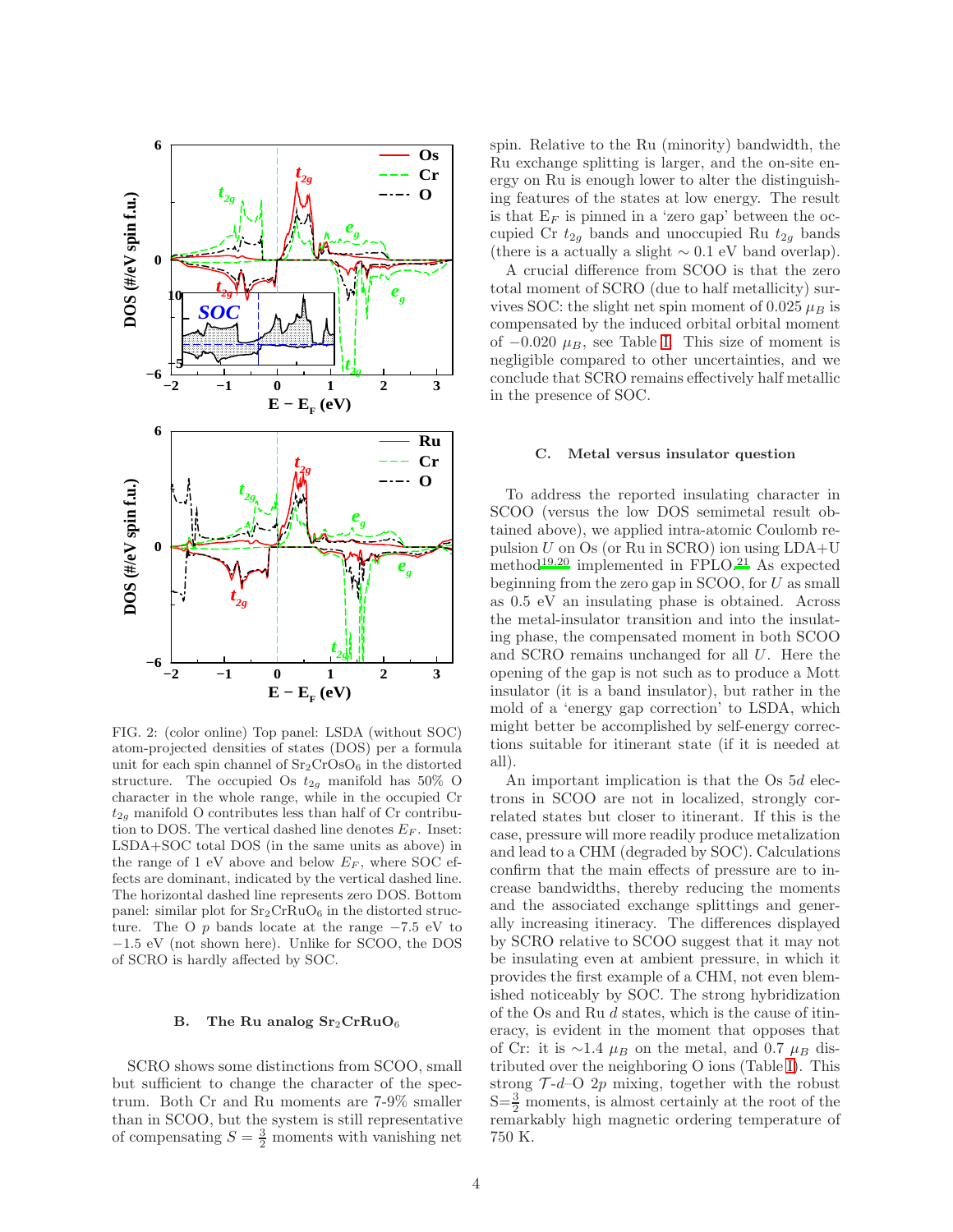FIG. 2: (color online) Top panel: LSDA (without SOC) atom-projected densities of states (DOS) per a formula unit for each spin channel of $Sr_2CrOsO_6$ in the distorted structure. The occupied Os $t_{2g}$ manifold has 50% O character in the whole range, while in the occupied Cr $t_{2g}$ manifold O contributes less than half of Cr contribution to DOS. The vertical dashed line denotes $E_F$. Inset: LSDA+SOC total DOS (in the same units as above) in the range of 1 eV above and below $E_F$, where SOC effects are dominant, indicated by the vertical dashed line. The horizontal dashed line represents zero DOS. Bottom panel: similar plot for $Sr_2CrRuO_6$ in the distorted structure. The O $p$ bands locate at the range −7.5 eV to −1.5 eV (not shown here). Unlike for SCOO, the DOS of SCRO is hardly affected by SOC.

### B. The Ru analog $Sr_2CrRuO_6$

SCRO shows some distinctions from SCOO, small but sufficient to change the character of the spectrum. Both Cr and Ru moments are 7-9% smaller than in SCOO, but the system is still representative of compensating $S = \frac{3}{2}$ moments with vanishing net spin. Relative to the Ru (minority) bandwidth, the Ru exchange splitting is larger, and the on-site energy on Ru is enough lower to alter the distinguishing features of the states at low energy. The result is that $E_F$ is pinned in a 'zero gap' between the occupied Cr $t_{2g}$ bands and unoccupied Ru $t_{2g}$ bands (there is a actually a slight $\sim 0.1$ eV band overlap).

A crucial difference from SCOO is that the zero total moment of SCRO (due to half metallicity) survives SOC: the slight net spin moment of 0.025 $\mu_B$ is compensated by the induced orbital orbital moment of $-0.020$ $\mu_B$, see Table I. This size of moment is negligible compared to other uncertainties, and we conclude that SCRO remains effectively half metallic in the presence of SOC.

### C. Metal versus insulator question

To address the reported insulating character in SCOO (versus the low DOS semimetal result obtained above), we applied intra-atomic Coulomb repulsion $U$ on Os (or Ru in SCRO) ion using LDA+U method[19,20] implemented in FPLO.[21] As expected beginning from the zero gap in SCOO, for $U$ as small as 0.5 eV an insulating phase is obtained. Across the metal-insulator transition and into the insulating phase, the compensated moment in both SCOO and SCRO remains unchanged for all $U$. Here the opening of the gap is not such as to produce a Mott insulator (it is a band insulator), but rather in the mold of a 'energy gap correction' to LSDA, which might better be accomplished by self-energy corrections suitable for itinerant state (if it is needed at all).

An important implication is that the Os 5$d$ electrons in SCOO are not in localized, strongly correlated states but closer to itinerant. If this is the case, pressure will more readily produce metalization and lead to a CHM (degraded by SOC). Calculations confirm that the main effects of pressure are to increase bandwidths, thereby reducing the moments and the associated exchange splittings and generally increasing itineracy. The differences displayed by SCRO relative to SCOO suggest that it may not be insulating even at ambient pressure, in which it provides the first example of a CHM, not even blemished noticeably by SOC. The strong hybridization of the Os and Ru $d$ states, which is the cause of itineracy, is evident in the moment that opposes that of Cr: it is ~1.4 $\mu_B$ on the metal, and 0.7 $\mu_B$ distributed over the neighboring O ions (Table I). This strong $\mathcal{T}$-$d$–O 2$p$ mixing, together with the robust S=$\frac{3}{2}$ moments, is almost certainly at the root of the remarkably high magnetic ordering temperature of 750 K.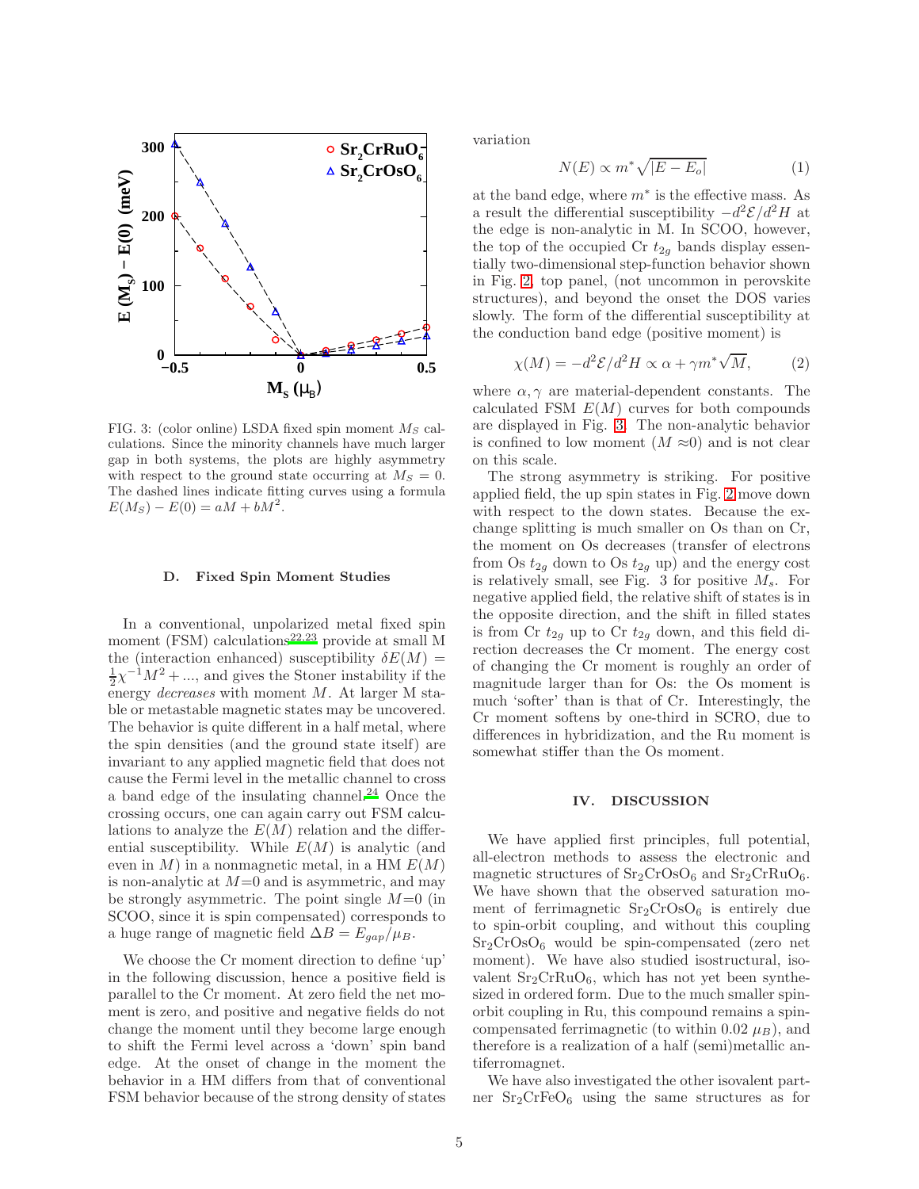FIG. 3: (color online) LSDA fixed spin moment $M_S$ calculations. Since the minority channels have much larger gap in both systems, the plots are highly asymmetry with respect to the ground state occurring at $M_S = 0$. The dashed lines indicate fitting curves using a formula $E(M_S) - E(0) = aM + bM^2$.

### D. Fixed Spin Moment Studies

In a conventional, unpolarized metal fixed spin moment (FSM) calculations[22,23] provide at small M the (interaction enhanced) susceptibility $\delta E(M) = \frac{1}{2}\chi^{-1}M^2 + ...$, and gives the Stoner instability if the energy *decreases* with moment $M$. At larger M stable or metastable magnetic states may be uncovered. The behavior is quite different in a half metal, where the spin densities (and the ground state itself) are invariant to any applied magnetic field that does not cause the Fermi level in the metallic channel to cross a band edge of the insulating channel.[24] Once the crossing occurs, one can again carry out FSM calculations to analyze the $E(M)$ relation and the differential susceptibility. While $E(M)$ is analytic (and even in $M$) in a nonmagnetic metal, in a HM $E(M)$ is non-analytic at $M$=0 and is asymmetric, and may be strongly asymmetric. The point single $M$=0 (in SCOO, since it is spin compensated) corresponds to a huge range of magnetic field $\Delta B = E_{gap}/\mu_B$.

We choose the Cr moment direction to define 'up' in the following discussion, hence a positive field is parallel to the Cr moment. At zero field the net moment is zero, and positive and negative fields do not change the moment until they become large enough to shift the Fermi level across a 'down' spin band edge. At the onset of change in the moment the behavior in a HM differs from that of conventional FSM behavior because of the strong density of states variation

$$N(E) \propto m^* \sqrt{|E - E_o|} \qquad (1)$$

at the band edge, where $m^*$ is the effective mass. As a result the differential susceptibility $-d^2\mathcal{E}/d^2H$ at the edge is non-analytic in M. In SCOO, however, the top of the occupied Cr $t_{2g}$ bands display essentially two-dimensional step-function behavior shown in Fig. 2, top panel, (not uncommon in perovskite structures), and beyond the onset the DOS varies slowly. The form of the differential susceptibility at the conduction band edge (positive moment) is

$$\chi(M) = -d^2\mathcal{E}/d^2H \propto \alpha + \gamma m^* \sqrt{M}, \qquad (2)$$

where $\alpha, \gamma$ are material-dependent constants. The calculated FSM $E(M)$ curves for both compounds are displayed in Fig. 3. The non-analytic behavior is confined to low moment ($M \approx$0) and is not clear on this scale.

The strong asymmetry is striking. For positive applied field, the up spin states in Fig. 2 move down with respect to the down states. Because the exchange splitting is much smaller on Os than on Cr, the moment on Os decreases (transfer of electrons from Os $t_{2g}$ down to Os $t_{2g}$ up) and the energy cost is relatively small, see Fig. 3 for positive $M_s$. For negative applied field, the relative shift of states is in the opposite direction, and the shift in filled states is from Cr $t_{2g}$ up to Cr $t_{2g}$ down, and this field direction decreases the Cr moment. The energy cost of changing the Cr moment is roughly an order of magnitude larger than for Os: the Os moment is much 'softer' than is that of Cr. Interestingly, the Cr moment softens by one-third in SCRO, due to differences in hybridization, and the Ru moment is somewhat stiffer than the Os moment.

## IV. DISCUSSION

We have applied first principles, full potential, all-electron methods to assess the electronic and magnetic structures of $Sr_2CrOsO_6$ and $Sr_2CrRuO_6$. We have shown that the observed saturation moment of ferrimagnetic $Sr_2CrOsO_6$ is entirely due to spin-orbit coupling, and without this coupling $Sr_2CrOsO_6$ would be spin-compensated (zero net moment). We have also studied isostructural, isovalent $Sr_2CrRuO_6$, which has not yet been synthesized in ordered form. Due to the much smaller spin-orbit coupling in Ru, this compound remains a spin-compensated ferrimagnetic (to within 0.02 $\mu_B$), and therefore is a realization of a half (semi)metallic antiferromagnet.

We have also investigated the other isovalent partner $Sr_2CrFeO_6$ using the same structures as for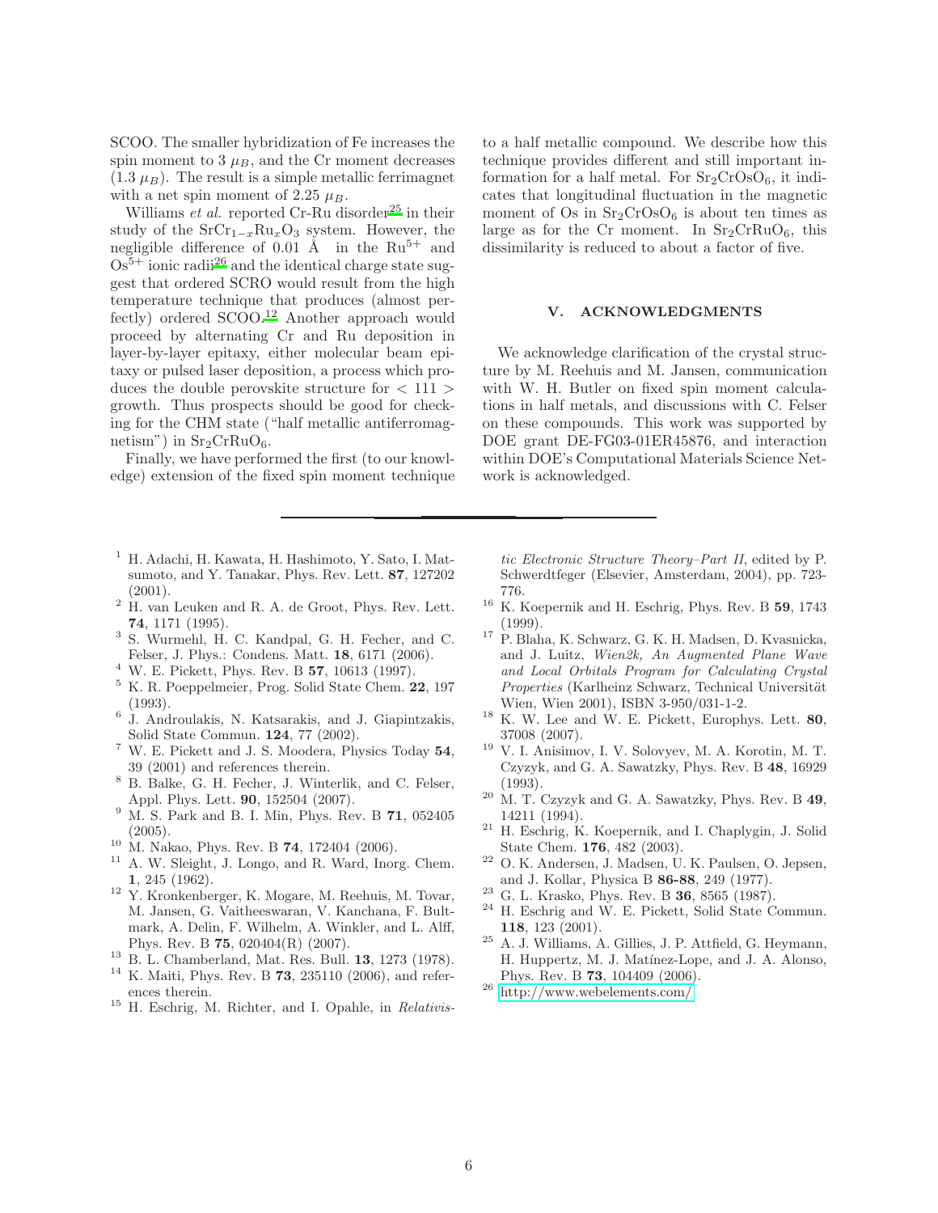SCOO. The smaller hybridization of Fe increases the spin moment to 3 $\mu_B$, and the Cr moment decreases (1.3 $\mu_B$). The result is a simple metallic ferrimagnet with a net spin moment of 2.25 $\mu_B$.

Williams *et al.* reported Cr-Ru disorder[25] in their study of the $SrCr_{1-x}Ru_xO_3$ system. However, the negligible difference of 0.01 Å in the $Ru^{5+}$ and $Os^{5+}$ ionic radii[26] and the identical charge state suggest that ordered SCRO would result from the high temperature technique that produces (almost perfectly) ordered SCOO.[12] Another approach would proceed by alternating Cr and Ru deposition in layer-by-layer epitaxy, either molecular beam epitaxy or pulsed laser deposition, a process which produces the double perovskite structure for < 111 > growth. Thus prospects should be good for checking for the CHM state ("half metallic antiferromagnetism") in $Sr_2CrRuO_6$.

Finally, we have performed the first (to our knowledge) extension of the fixed spin moment technique to a half metallic compound. We describe how this technique provides different and still important information for a half metal. For $Sr_2CrOsO_6$, it indicates that longitudinal fluctuation in the magnetic moment of Os in $Sr_2CrOsO_6$ is about ten times as large as for the Cr moment. In $Sr_2CrRuO_6$, this dissimilarity is reduced to about a factor of five.

## V. ACKNOWLEDGMENTS

We acknowledge clarification of the crystal structure by M. Reehuis and M. Jansen, communication with W. H. Butler on fixed spin moment calculations in half metals, and discussions with C. Felser on these compounds. This work was supported by DOE grant DE-FG03-01ER45876, and interaction within DOE's Computational Materials Science Network is acknowledged.

---

1. H. Adachi, H. Kawata, H. Hashimoto, Y. Sato, I. Matsumoto, and Y. Tanakar, Phys. Rev. Lett. **87**, 127202 (2001).
2. H. van Leuken and R. A. de Groot, Phys. Rev. Lett. **74**, 1171 (1995).
3. S. Wurmehl, H. C. Kandpal, G. H. Fecher, and C. Felser, J. Phys.: Condens. Matt. **18**, 6171 (2006).
4. W. E. Pickett, Phys. Rev. B **57**, 10613 (1997).
5. K. R. Poeppelmeier, Prog. Solid State Chem. **22**, 197 (1993).
6. J. Androulakis, N. Katsarakis, and J. Giapintzakis, Solid State Commun. **124**, 77 (2002).
7. W. E. Pickett and J. S. Moodera, Physics Today **54**, 39 (2001) and references therein.
8. B. Balke, G. H. Fecher, J. Winterlik, and C. Felser, Appl. Phys. Lett. **90**, 152504 (2007).
9. M. S. Park and B. I. Min, Phys. Rev. B **71**, 052405 (2005).
10. M. Nakao, Phys. Rev. B **74**, 172404 (2006).
11. A. W. Sleight, J. Longo, and R. Ward, Inorg. Chem. **1**, 245 (1962).
12. Y. Kronkenberger, K. Mogare, M. Reehuis, M. Tovar, M. Jansen, G. Vaitheeswaran, V. Kanchana, F. Bultmark, A. Delin, F. Wilhelm, A. Winkler, and L. Alff, Phys. Rev. B **75**, 020404(R) (2007).
13. B. L. Chamberland, Mat. Res. Bull. **13**, 1273 (1978).
14. K. Maiti, Phys. Rev. B **73**, 235110 (2006), and references therein.
15. H. Eschrig, M. Richter, and I. Opahle, in *Relativistic Electronic Structure Theory–Part II*, edited by P. Schwerdtfeger (Elsevier, Amsterdam, 2004), pp. 723-776.
16. K. Koepernik and H. Eschrig, Phys. Rev. B **59**, 1743 (1999).
17. P. Blaha, K. Schwarz, G. K. H. Madsen, D. Kvasnicka, and J. Luitz, *Wien2k, An Augmented Plane Wave and Local Orbitals Program for Calculating Crystal Properties* (Karlheinz Schwarz, Technical Universität Wien, Wien 2001), ISBN 3-950/031-1-2.
18. K. W. Lee and W. E. Pickett, Europhys. Lett. **80**, 37008 (2007).
19. V. I. Anisimov, I. V. Solovyev, M. A. Korotin, M. T. Czyzyk, and G. A. Sawatzky, Phys. Rev. B **48**, 16929 (1993).
20. M. T. Czyzyk and G. A. Sawatzky, Phys. Rev. B **49**, 14211 (1994).
21. H. Eschrig, K. Koepernik, and I. Chaplygin, J. Solid State Chem. **176**, 482 (2003).
22. O. K. Andersen, J. Madsen, U. K. Paulsen, O. Jepsen, and J. Kollar, Physica B **86-88**, 249 (1977).
23. G. L. Krasko, Phys. Rev. B **36**, 8565 (1987).
24. H. Eschrig and W. E. Pickett, Solid State Commun. **118**, 123 (2001).
25. A. J. Williams, A. Gillies, J. P. Attfield, G. Heymann, H. Huppertz, M. J. Matínez-Lope, and J. A. Alonso, Phys. Rev. B **73**, 104409 (2006).
26. http://www.webelements.com/